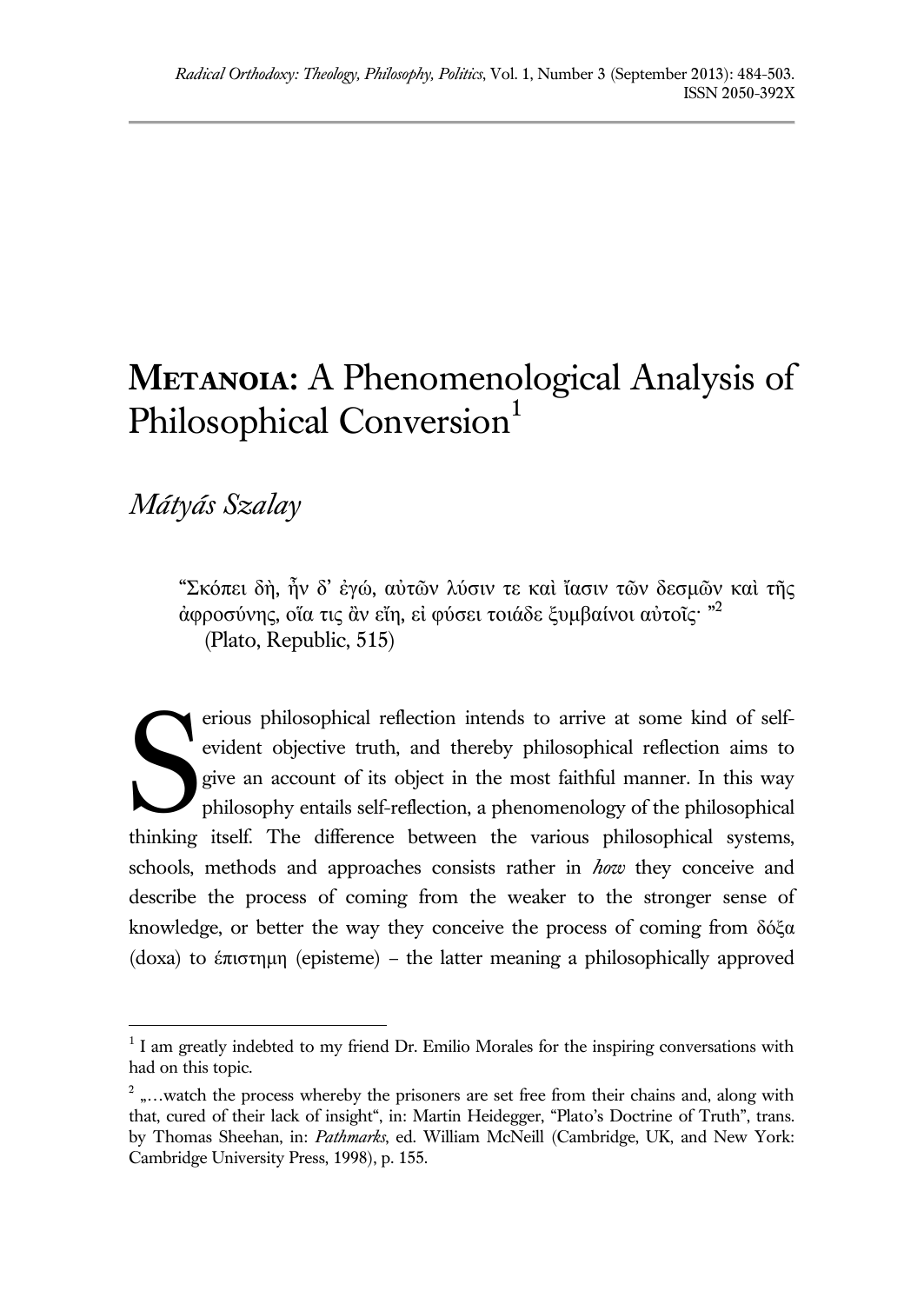# Metanoia: A Phenomenological Analysis of Philosophical Conversion[1]

*Mátyás Szalay*

> "Σκόπει δὴ, ἦν δ' ἐγώ, αὐτῶν λύσιν τε καὶ ἴασιν τῶν δεσμῶν καὶ τῆς ἀφροσύνης, οἵα τις ἂν εἴη, εἰ φύσει τοιάδε ξυμβαίνοι αὐτοῖς· "[2]
> (Plato, Republic, 515)

Serious philosophical reflection intends to arrive at some kind of self-evident objective truth, and thereby philosophical reflection aims to give an account of its object in the most faithful manner. In this way philosophy entails self-reflection, a phenomenology of the philosophical thinking itself. The difference between the various philosophical systems, schools, methods and approaches consists rather in *how* they conceive and describe the process of coming from the weaker to the stronger sense of knowledge, or better the way they conceive the process of coming from δόξα (doxa) to ἐπιστημη (episteme) – the latter meaning a philosophically approved

---

[1] I am greatly indebted to my friend Dr. Emilio Morales for the inspiring conversations with had on this topic.

[2] „…watch the process whereby the prisoners are set free from their chains and, along with that, cured of their lack of insight", in: Martin Heidegger, "Plato's Doctrine of Truth", trans. by Thomas Sheehan, in: *Pathmarks*, ed. William McNeill (Cambridge, UK, and New York: Cambridge University Press, 1998), p. 155.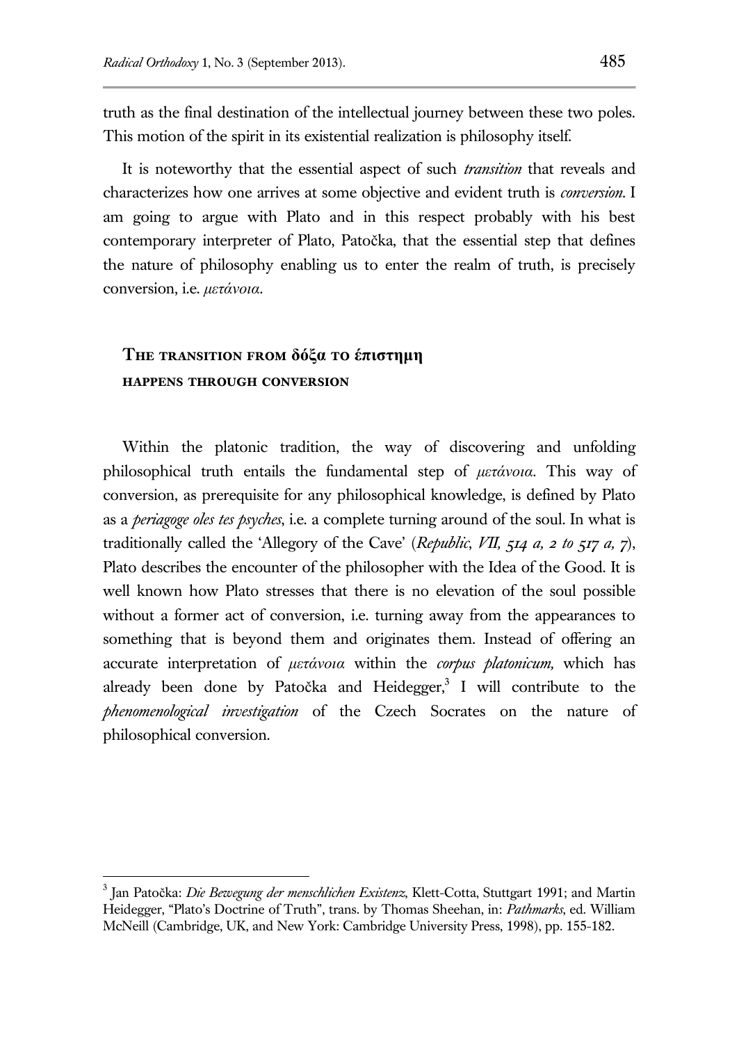truth as the final destination of the intellectual journey between these two poles. This motion of the spirit in its existential realization is philosophy itself.

It is noteworthy that the essential aspect of such *transition* that reveals and characterizes how one arrives at some objective and evident truth is *conversion*. I am going to argue with Plato and in this respect probably with his best contemporary interpreter of Plato, Patočka, that the essential step that defines the nature of philosophy enabling us to enter the realm of truth, is precisely conversion, i.e. *μετάνοια*.

## The transition from δόξα to έπιστημη happens through conversion

Within the platonic tradition, the way of discovering and unfolding philosophical truth entails the fundamental step of *μετάνοια*. This way of conversion, as prerequisite for any philosophical knowledge, is defined by Plato as a *periagoge oles tes psyches*, i.e. a complete turning around of the soul. In what is traditionally called the 'Allegory of the Cave' (*Republic*, *VII, 514 a, 2 to 517 a, 7*), Plato describes the encounter of the philosopher with the Idea of the Good. It is well known how Plato stresses that there is no elevation of the soul possible without a former act of conversion, i.e. turning away from the appearances to something that is beyond them and originates them. Instead of offering an accurate interpretation of *μετάνοια* within the *corpus platonicum,* which has already been done by Patočka and Heidegger,[3] I will contribute to the *phenomenological investigation* of the Czech Socrates on the nature of philosophical conversion.

---

[3] Jan Patočka: *Die Bewegung der menschlichen Existenz*, Klett-Cotta, Stuttgart 1991; and Martin Heidegger, "Plato's Doctrine of Truth", trans. by Thomas Sheehan, in: *Pathmarks*, ed. William McNeill (Cambridge, UK, and New York: Cambridge University Press, 1998), pp. 155-182.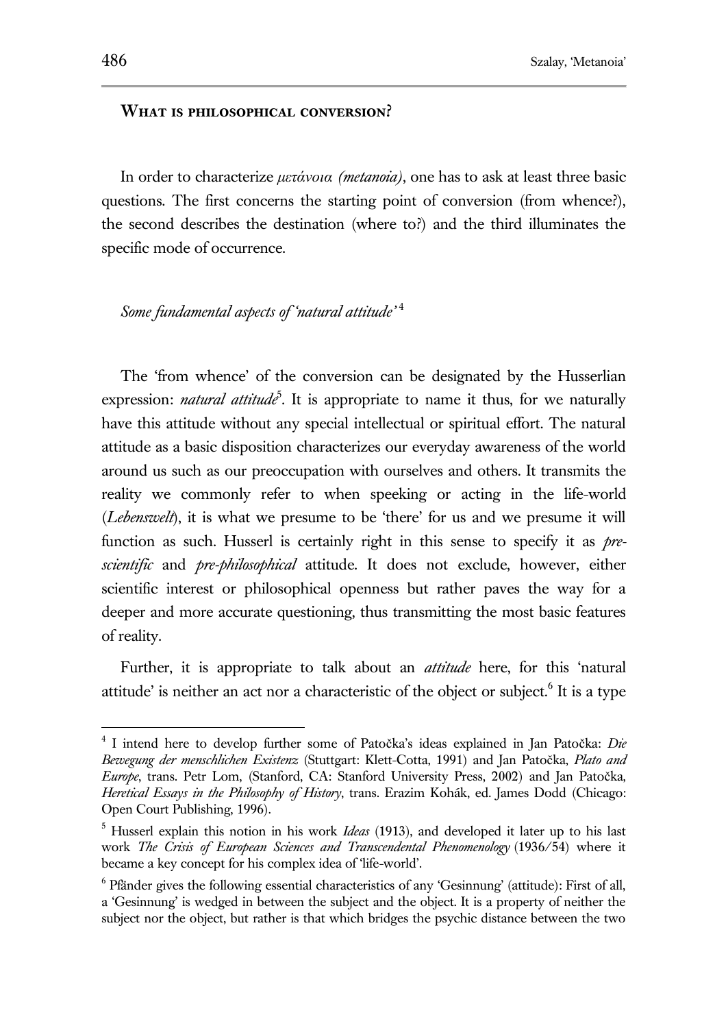## What is philosophical conversion?

In order to characterize *μετάνοια (metanoia)*, one has to ask at least three basic questions. The first concerns the starting point of conversion (from whence?), the second describes the destination (where to?) and the third illuminates the specific mode of occurrence.

### *Some fundamental aspects of 'natural attitude'* [4]

The 'from whence' of the conversion can be designated by the Husserlian expression: *natural attitude*[5]. It is appropriate to name it thus, for we naturally have this attitude without any special intellectual or spiritual effort. The natural attitude as a basic disposition characterizes our everyday awareness of the world around us such as our preoccupation with ourselves and others. It transmits the reality we commonly refer to when speeking or acting in the life-world (*Lebenswelt*), it is what we presume to be 'there' for us and we presume it will function as such. Husserl is certainly right in this sense to specify it as *pre-scientific* and *pre-philosophical* attitude. It does not exclude, however, either scientific interest or philosophical openness but rather paves the way for a deeper and more accurate questioning, thus transmitting the most basic features of reality.

Further, it is appropriate to talk about an *attitude* here, for this 'natural attitude' is neither an act nor a characteristic of the object or subject.[6] It is a type

---

[4] I intend here to develop further some of Patočka's ideas explained in Jan Patočka: *Die Bewegung der menschlichen Existenz* (Stuttgart: Klett-Cotta, 1991) and Jan Patočka, *Plato and Europe*, trans. Petr Lom, (Stanford, CA: Stanford University Press, 2002) and Jan Patočka, *Heretical Essays in the Philosophy of History*, trans. Erazim Kohák, ed. James Dodd (Chicago: Open Court Publishing, 1996).

[5] Husserl explain this notion in his work *Ideas* (1913), and developed it later up to his last work *The Crisis of European Sciences and Transcendental Phenomenology* (1936/54) where it became a key concept for his complex idea of 'life-world'.

[6] Pfänder gives the following essential characteristics of any 'Gesinnung' (attitude): First of all, a 'Gesinnung' is wedged in between the subject and the object. It is a property of neither the subject nor the object, but rather is that which bridges the psychic distance between the two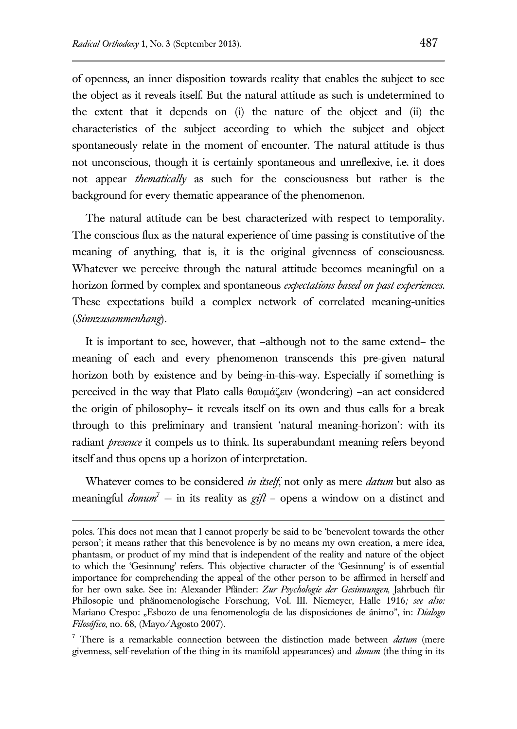of openness, an inner disposition towards reality that enables the subject to see the object as it reveals itself. But the natural attitude as such is undetermined to the extent that it depends on (i) the nature of the object and (ii) the characteristics of the subject according to which the subject and object spontaneously relate in the moment of encounter. The natural attitude is thus not unconscious, though it is certainly spontaneous and unreflexive, i.e. it does not appear *thematically* as such for the consciousness but rather is the background for every thematic appearance of the phenomenon.

The natural attitude can be best characterized with respect to temporality. The conscious flux as the natural experience of time passing is constitutive of the meaning of anything, that is, it is the original givenness of consciousness. Whatever we perceive through the natural attitude becomes meaningful on a horizon formed by complex and spontaneous *expectations based on past experiences*. These expectations build a complex network of correlated meaning-unities (*Sinnzusammenhang*).

It is important to see, however, that –although not to the same extend– the meaning of each and every phenomenon transcends this pre-given natural horizon both by existence and by being-in-this-way. Especially if something is perceived in the way that Plato calls θαυμάζειν (wondering) –an act considered the origin of philosophy– it reveals itself on its own and thus calls for a break through to this preliminary and transient 'natural meaning-horizon': with its radiant *presence* it compels us to think. Its superabundant meaning refers beyond itself and thus opens up a horizon of interpretation.

Whatever comes to be considered *in itself*, not only as mere *datum* but also as meaningful *donum*[7] -- in its reality as *gift* – opens a window on a distinct and

---

poles. This does not mean that I cannot properly be said to be 'benevolent towards the other person'; it means rather that this benevolence is by no means my own creation, a mere idea, phantasm, or product of my mind that is independent of the reality and nature of the object to which the 'Gesinnung' refers. This objective character of the 'Gesinnung' is of essential importance for comprehending the appeal of the other person to be affirmed in herself and for her own sake. See in: Alexander Pfänder: *Zur Psychologie der Gesinnungen,* Jahrbuch für Philosopie und phänomenologische Forschung, Vol. III. Niemeyer, Halle 1916*; see also:* Mariano Crespo: „Esbozo de una fenomenología de las disposiciones de ánimo", in: *Dialogo Filosófico*, no. 68, (Mayo/Agosto 2007).

[7] There is a remarkable connection between the distinction made between *datum* (mere givenness, self-revelation of the thing in its manifold appearances) and *donum* (the thing in its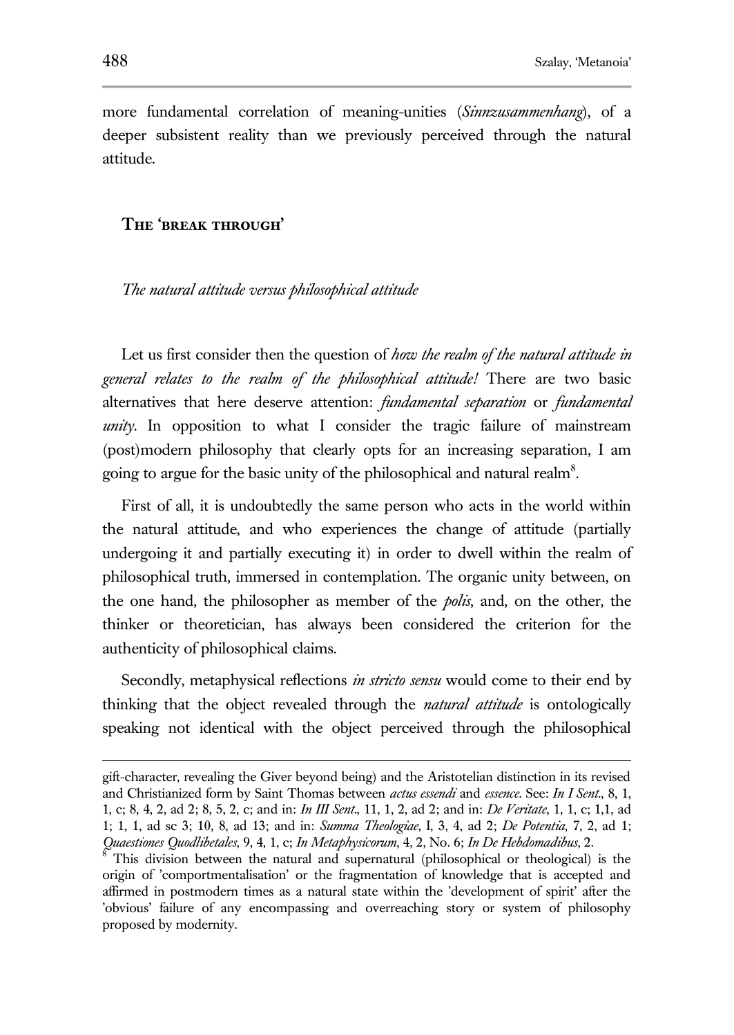more fundamental correlation of meaning-unities (*Sinnzusammenhang*), of a deeper subsistent reality than we previously perceived through the natural attitude.

## The 'break through'

### *The natural attitude versus philosophical attitude*

Let us first consider then the question of *how the realm of the natural attitude in general relates to the realm of the philosophical attitude!* There are two basic alternatives that here deserve attention: *fundamental separation* or *fundamental unity*. In opposition to what I consider the tragic failure of mainstream (post)modern philosophy that clearly opts for an increasing separation, I am going to argue for the basic unity of the philosophical and natural realm[8].

First of all, it is undoubtedly the same person who acts in the world within the natural attitude, and who experiences the change of attitude (partially undergoing it and partially executing it) in order to dwell within the realm of philosophical truth, immersed in contemplation. The organic unity between, on the one hand, the philosopher as member of the *polis*, and, on the other, the thinker or theoretician, has always been considered the criterion for the authenticity of philosophical claims.

Secondly, metaphysical reflections *in stricto sensu* would come to their end by thinking that the object revealed through the *natural attitude* is ontologically speaking not identical with the object perceived through the philosophical

---

gift-character, revealing the Giver beyond being) and the Aristotelian distinction in its revised and Christianized form by Saint Thomas between *actus essendi* and *essence*. See: *In I Sent*., 8, 1, 1, c; 8, 4, 2, ad 2; 8, 5, 2, c; and in: *In III Sent*., 11, 1, 2, ad 2; and in: *De Veritate*, 1, 1, c; 1,1, ad 1; 1, 1, ad sc 3; 10, 8, ad 13; and in: *Summa Theologiae*, I, 3, 4, ad 2; *De Potentia*, 7, 2, ad 1; *Quaestiones Quodlibetales*, 9, 4, 1, c; *In Metaphysicorum*, 4, 2, No. 6; *In De Hebdomadibus*, 2.

[8] This division between the natural and supernatural (philosophical or theological) is the origin of 'comportmentalisation' or the fragmentation of knowledge that is accepted and affirmed in postmodern times as a natural state within the 'development of spirit' after the 'obvious' failure of any encompassing and overreaching story or system of philosophy proposed by modernity.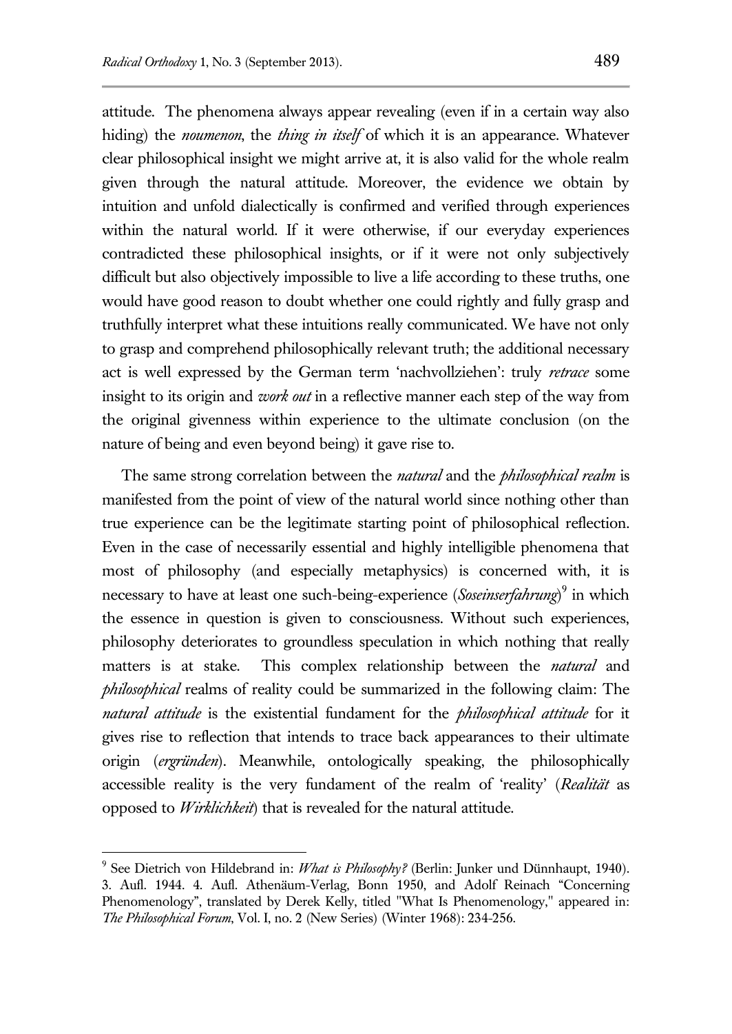attitude. The phenomena always appear revealing (even if in a certain way also hiding) the *noumenon*, the *thing in itself* of which it is an appearance. Whatever clear philosophical insight we might arrive at, it is also valid for the whole realm given through the natural attitude. Moreover, the evidence we obtain by intuition and unfold dialectically is confirmed and verified through experiences within the natural world. If it were otherwise, if our everyday experiences contradicted these philosophical insights, or if it were not only subjectively difficult but also objectively impossible to live a life according to these truths, one would have good reason to doubt whether one could rightly and fully grasp and truthfully interpret what these intuitions really communicated. We have not only to grasp and comprehend philosophically relevant truth; the additional necessary act is well expressed by the German term 'nachvollziehen': truly *retrace* some insight to its origin and *work out* in a reflective manner each step of the way from the original givenness within experience to the ultimate conclusion (on the nature of being and even beyond being) it gave rise to.

The same strong correlation between the *natural* and the *philosophical realm* is manifested from the point of view of the natural world since nothing other than true experience can be the legitimate starting point of philosophical reflection. Even in the case of necessarily essential and highly intelligible phenomena that most of philosophy (and especially metaphysics) is concerned with, it is necessary to have at least one such-being-experience (*Soseinserfahrung*)[9] in which the essence in question is given to consciousness. Without such experiences, philosophy deteriorates to groundless speculation in which nothing that really matters is at stake. This complex relationship between the *natural* and *philosophical* realms of reality could be summarized in the following claim: The *natural attitude* is the existential fundament for the *philosophical attitude* for it gives rise to reflection that intends to trace back appearances to their ultimate origin (*ergründen*). Meanwhile, ontologically speaking, the philosophically accessible reality is the very fundament of the realm of 'reality' (*Realität* as opposed to *Wirklichkeit*) that is revealed for the natural attitude.

[9] See Dietrich von Hildebrand in: *What is Philosophy?* (Berlin: Junker und Dünnhaupt, 1940). 3. Aufl. 1944. 4. Aufl. Athenäum-Verlag, Bonn 1950, and Adolf Reinach "Concerning Phenomenology", translated by Derek Kelly, titled "What Is Phenomenology," appeared in: *The Philosophical Forum*, Vol. I, no. 2 (New Series) (Winter 1968): 234-256.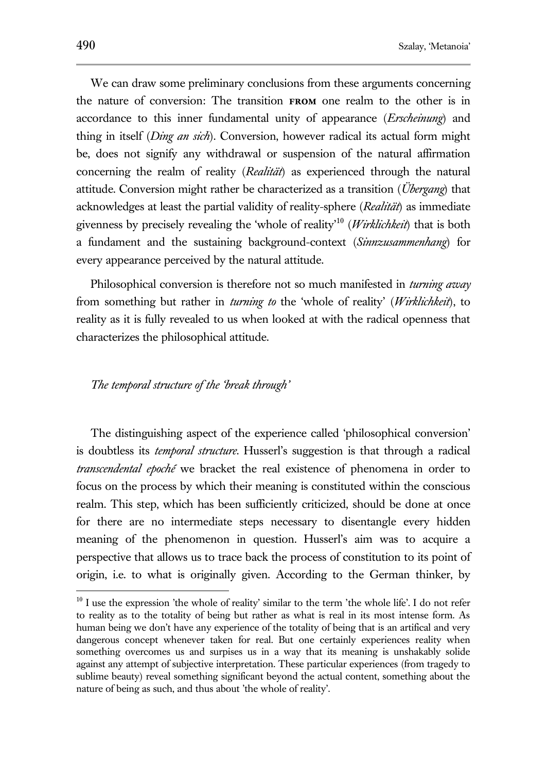We can draw some preliminary conclusions from these arguments concerning the nature of conversion: The transition **FROM** one realm to the other is in accordance to this inner fundamental unity of appearance (*Erscheinung*) and thing in itself (*Ding an sich*). Conversion, however radical its actual form might be, does not signify any withdrawal or suspension of the natural affirmation concerning the realm of reality (*Realität*) as experienced through the natural attitude. Conversion might rather be characterized as a transition (*Übergang*) that acknowledges at least the partial validity of reality-sphere (*Realität*) as immediate givenness by precisely revealing the 'whole of reality'[10] (*Wirklichkeit*) that is both a fundament and the sustaining background-context (*Sinnzusammenhang*) for every appearance perceived by the natural attitude.

Philosophical conversion is therefore not so much manifested in *turning away* from something but rather in *turning to* the 'whole of reality' (*Wirklichkeit*), to reality as it is fully revealed to us when looked at with the radical openness that characterizes the philosophical attitude.

### *The temporal structure of the 'break through'*

The distinguishing aspect of the experience called 'philosophical conversion' is doubtless its *temporal structure*. Husserl's suggestion is that through a radical *transcendental epoché* we bracket the real existence of phenomena in order to focus on the process by which their meaning is constituted within the conscious realm. This step, which has been sufficiently criticized, should be done at once for there are no intermediate steps necessary to disentangle every hidden meaning of the phenomenon in question. Husserl's aim was to acquire a perspective that allows us to trace back the process of constitution to its point of origin, i.e. to what is originally given. According to the German thinker, by

---

[10] I use the expression 'the whole of reality' similar to the term 'the whole life'. I do not refer to reality as to the totality of being but rather as what is real in its most intense form. As human being we don't have any experience of the totality of being that is an artifical and very dangerous concept whenever taken for real. But one certainly experiences reality when something overcomes us and surpises us in a way that its meaning is unshakably solide against any attempt of subjective interpretation. These particular experiences (from tragedy to sublime beauty) reveal something significant beyond the actual content, something about the nature of being as such, and thus about 'the whole of reality'.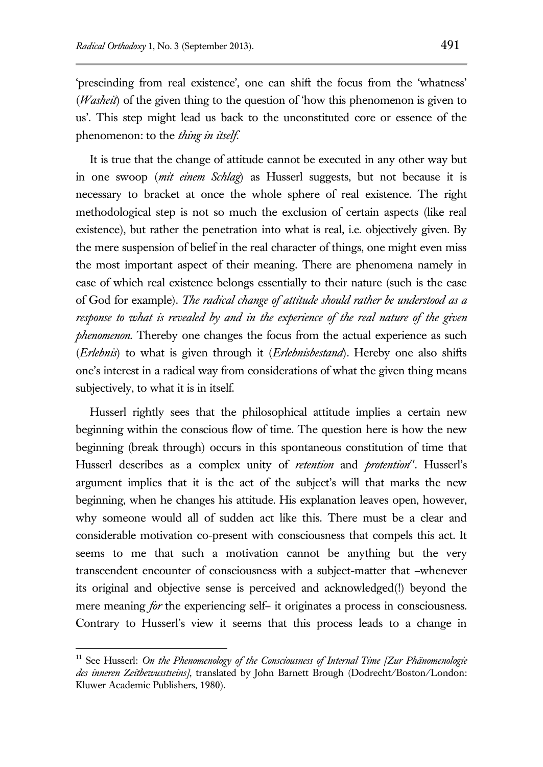'prescinding from real existence', one can shift the focus from the 'whatness' (*Washeit*) of the given thing to the question of 'how this phenomenon is given to us'. This step might lead us back to the unconstituted core or essence of the phenomenon: to the *thing in itself*.

It is true that the change of attitude cannot be executed in any other way but in one swoop (*mit einem Schlag*) as Husserl suggests, but not because it is necessary to bracket at once the whole sphere of real existence. The right methodological step is not so much the exclusion of certain aspects (like real existence), but rather the penetration into what is real, i.e. objectively given. By the mere suspension of belief in the real character of things, one might even miss the most important aspect of their meaning. There are phenomena namely in case of which real existence belongs essentially to their nature (such is the case of God for example). *The radical change of attitude should rather be understood as a response to what is revealed by and in the experience of the real nature of the given phenomenon.* Thereby one changes the focus from the actual experience as such (*Erlebnis*) to what is given through it (*Erlebnisbestand*). Hereby one also shifts one's interest in a radical way from considerations of what the given thing means subjectively, to what it is in itself.

Husserl rightly sees that the philosophical attitude implies a certain new beginning within the conscious flow of time. The question here is how the new beginning (break through) occurs in this spontaneous constitution of time that Husserl describes as a complex unity of *retention* and *protention*[11]. Husserl's argument implies that it is the act of the subject's will that marks the new beginning, when he changes his attitude. His explanation leaves open, however, why someone would all of sudden act like this. There must be a clear and considerable motivation co-present with consciousness that compels this act. It seems to me that such a motivation cannot be anything but the very transcendent encounter of consciousness with a subject-matter that –whenever its original and objective sense is perceived and acknowledged(!) beyond the mere meaning *for* the experiencing self– it originates a process in consciousness. Contrary to Husserl's view it seems that this process leads to a change in

---

[11] See Husserl: *On the Phenomenology of the Consciousness of Internal Time [Zur Phänomenologie des inneren Zeitbewusstseins]*, translated by John Barnett Brough (Dodrecht/Boston/London: Kluwer Academic Publishers, 1980).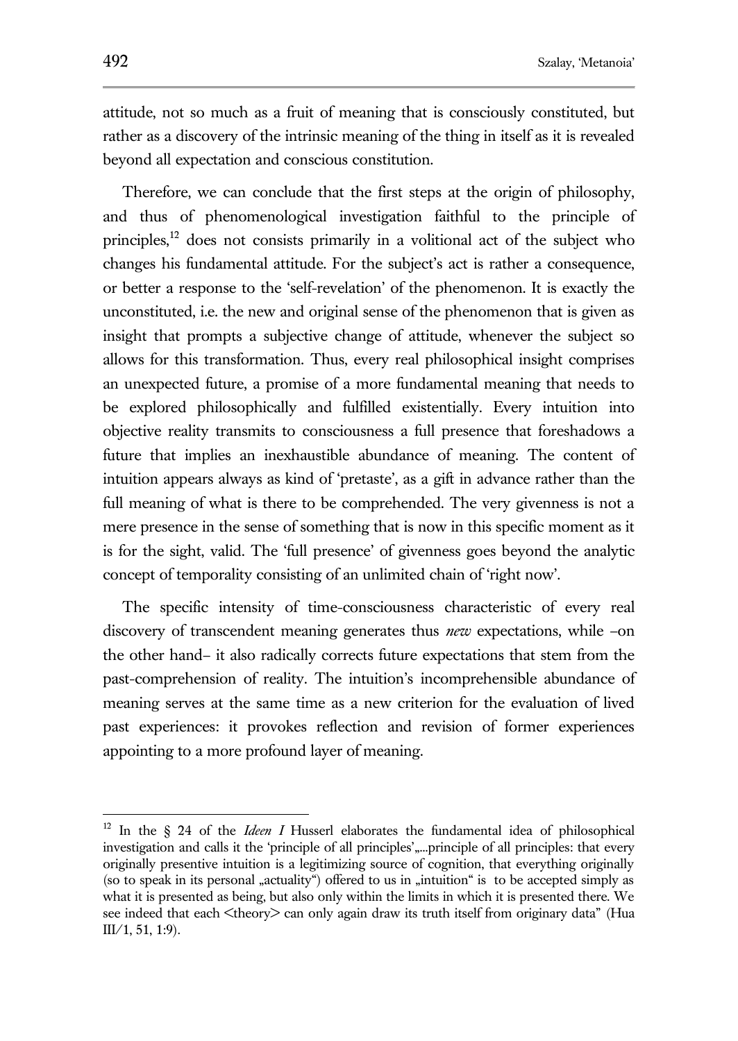attitude, not so much as a fruit of meaning that is consciously constituted, but rather as a discovery of the intrinsic meaning of the thing in itself as it is revealed beyond all expectation and conscious constitution.

Therefore, we can conclude that the first steps at the origin of philosophy, and thus of phenomenological investigation faithful to the principle of principles,[12] does not consists primarily in a volitional act of the subject who changes his fundamental attitude. For the subject's act is rather a consequence, or better a response to the 'self-revelation' of the phenomenon. It is exactly the unconstituted, i.e. the new and original sense of the phenomenon that is given as insight that prompts a subjective change of attitude, whenever the subject so allows for this transformation. Thus, every real philosophical insight comprises an unexpected future, a promise of a more fundamental meaning that needs to be explored philosophically and fulfilled existentially. Every intuition into objective reality transmits to consciousness a full presence that foreshadows a future that implies an inexhaustible abundance of meaning. The content of intuition appears always as kind of 'pretaste', as a gift in advance rather than the full meaning of what is there to be comprehended. The very givenness is not a mere presence in the sense of something that is now in this specific moment as it is for the sight, valid. The 'full presence' of givenness goes beyond the analytic concept of temporality consisting of an unlimited chain of 'right now'.

The specific intensity of time-consciousness characteristic of every real discovery of transcendent meaning generates thus *new* expectations, while –on the other hand– it also radically corrects future expectations that stem from the past-comprehension of reality. The intuition's incomprehensible abundance of meaning serves at the same time as a new criterion for the evaluation of lived past experiences: it provokes reflection and revision of former experiences appointing to a more profound layer of meaning.

---

[12] In the § 24 of the *Ideen I* Husserl elaborates the fundamental idea of philosophical investigation and calls it the 'principle of all principles'„...principle of all principles: that every originally presentive intuition is a legitimizing source of cognition, that everything originally (so to speak in its personal „actuality") offered to us in „intuition" is to be accepted simply as what it is presented as being, but also only within the limits in which it is presented there. We see indeed that each <theory> can only again draw its truth itself from originary data" (Hua III/1, 51, 1:9).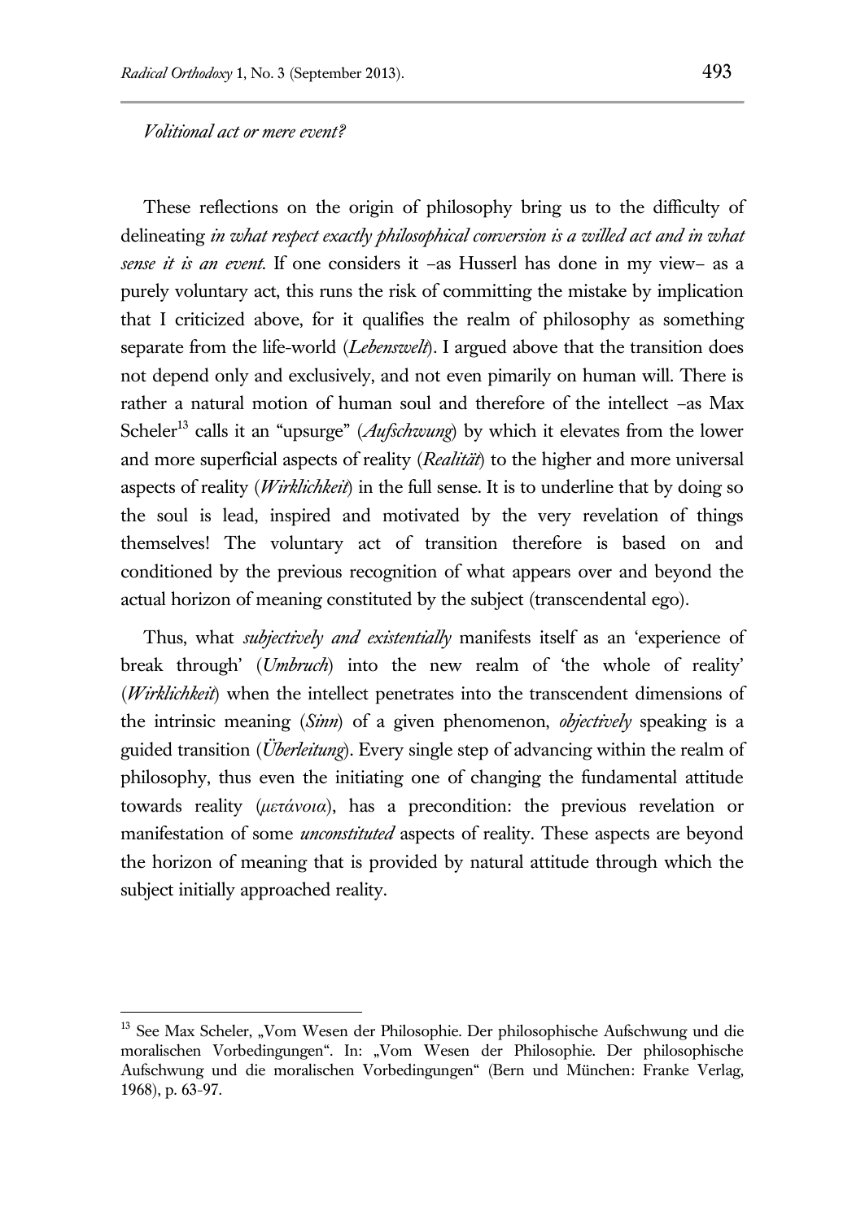*Volitional act or mere event?*

These reflections on the origin of philosophy bring us to the difficulty of delineating *in what respect exactly philosophical conversion is a willed act and in what sense it is an event*. If one considers it –as Husserl has done in my view– as a purely voluntary act, this runs the risk of committing the mistake by implication that I criticized above, for it qualifies the realm of philosophy as something separate from the life-world (*Lebenswelt*). I argued above that the transition does not depend only and exclusively, and not even pimarily on human will. There is rather a natural motion of human soul and therefore of the intellect –as Max Scheler[13] calls it an "upsurge" (*Aufschwung*) by which it elevates from the lower and more superficial aspects of reality (*Realität*) to the higher and more universal aspects of reality (*Wirklichkeit*) in the full sense. It is to underline that by doing so the soul is lead, inspired and motivated by the very revelation of things themselves! The voluntary act of transition therefore is based on and conditioned by the previous recognition of what appears over and beyond the actual horizon of meaning constituted by the subject (transcendental ego).

Thus, what *subjectively and existentially* manifests itself as an 'experience of break through' (*Umbruch*) into the new realm of 'the whole of reality' (*Wirklichkeit*) when the intellect penetrates into the transcendent dimensions of the intrinsic meaning (*Sinn*) of a given phenomenon, *objectively* speaking is a guided transition (*Überleitung*). Every single step of advancing within the realm of philosophy, thus even the initiating one of changing the fundamental attitude towards reality (*μετάνοια*), has a precondition: the previous revelation or manifestation of some *unconstituted* aspects of reality. These aspects are beyond the horizon of meaning that is provided by natural attitude through which the subject initially approached reality.

---

[13] See Max Scheler, „Vom Wesen der Philosophie. Der philosophische Aufschwung und die moralischen Vorbedingungen". In: „Vom Wesen der Philosophie. Der philosophische Aufschwung und die moralischen Vorbedingungen" (Bern und München: Franke Verlag, 1968), p. 63-97.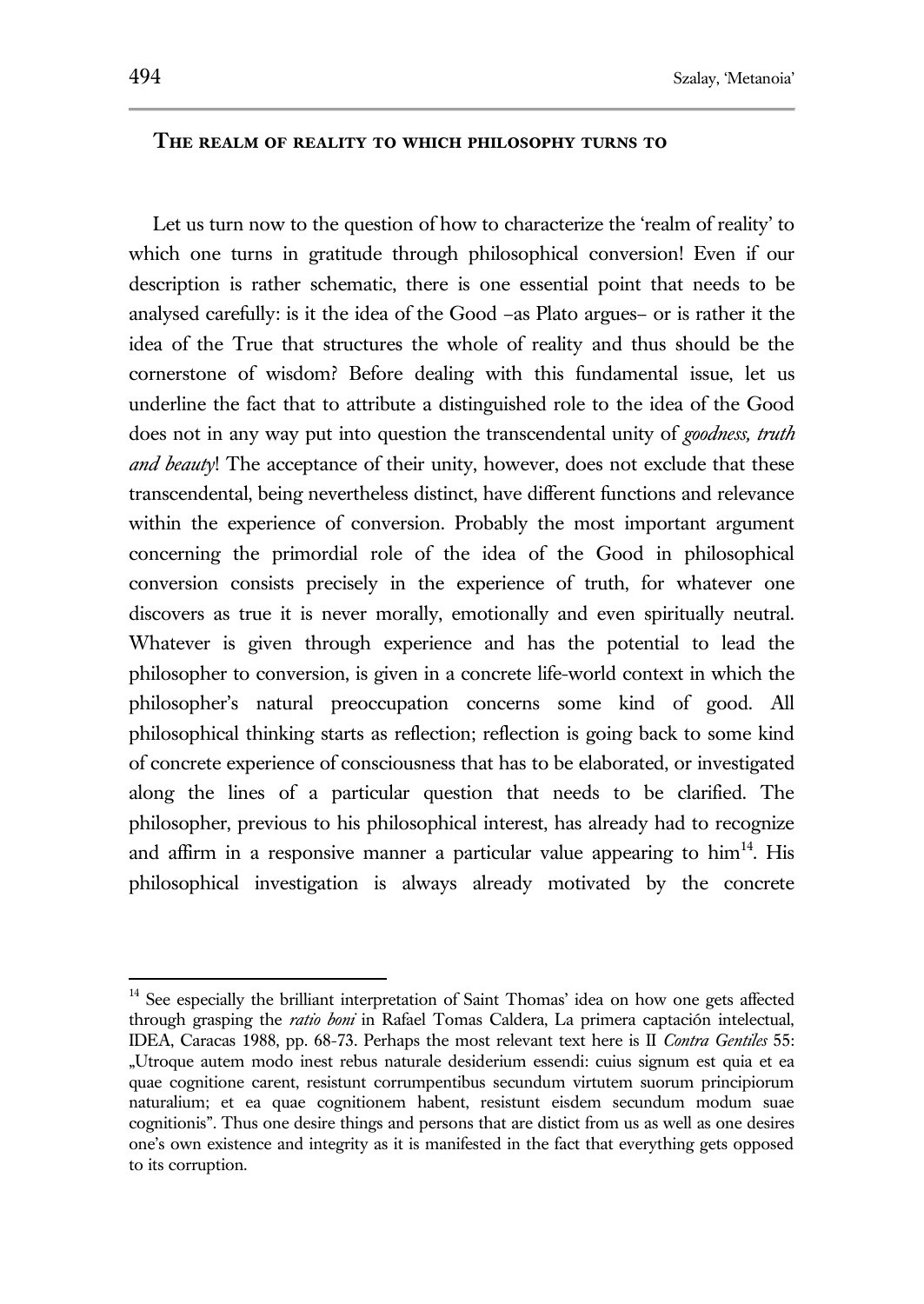## The realm of reality to which philosophy turns to

Let us turn now to the question of how to characterize the 'realm of reality' to which one turns in gratitude through philosophical conversion! Even if our description is rather schematic, there is one essential point that needs to be analysed carefully: is it the idea of the Good –as Plato argues– or is rather it the idea of the True that structures the whole of reality and thus should be the cornerstone of wisdom? Before dealing with this fundamental issue, let us underline the fact that to attribute a distinguished role to the idea of the Good does not in any way put into question the transcendental unity of *goodness, truth and beauty*! The acceptance of their unity, however, does not exclude that these transcendental, being nevertheless distinct, have different functions and relevance within the experience of conversion. Probably the most important argument concerning the primordial role of the idea of the Good in philosophical conversion consists precisely in the experience of truth, for whatever one discovers as true it is never morally, emotionally and even spiritually neutral. Whatever is given through experience and has the potential to lead the philosopher to conversion, is given in a concrete life-world context in which the philosopher's natural preoccupation concerns some kind of good. All philosophical thinking starts as reflection; reflection is going back to some kind of concrete experience of consciousness that has to be elaborated, or investigated along the lines of a particular question that needs to be clarified. The philosopher, previous to his philosophical interest, has already had to recognize and affirm in a responsive manner a particular value appearing to him[14]. His philosophical investigation is always already motivated by the concrete

---

[14] See especially the brilliant interpretation of Saint Thomas' idea on how one gets affected through grasping the *ratio boni* in Rafael Tomas Caldera, La primera captación intelectual, IDEA, Caracas 1988, pp. 68-73. Perhaps the most relevant text here is II *Contra Gentiles* 55: „Utroque autem modo inest rebus naturale desiderium essendi: cuius signum est quia et ea quae cognitione carent, resistunt corrumpentibus secundum virtutem suorum principiorum naturalium; et ea quae cognitionem habent, resistunt eisdem secundum modum suae cognitionis". Thus one desire things and persons that are distict from us as well as one desires one's own existence and integrity as it is manifested in the fact that everything gets opposed to its corruption.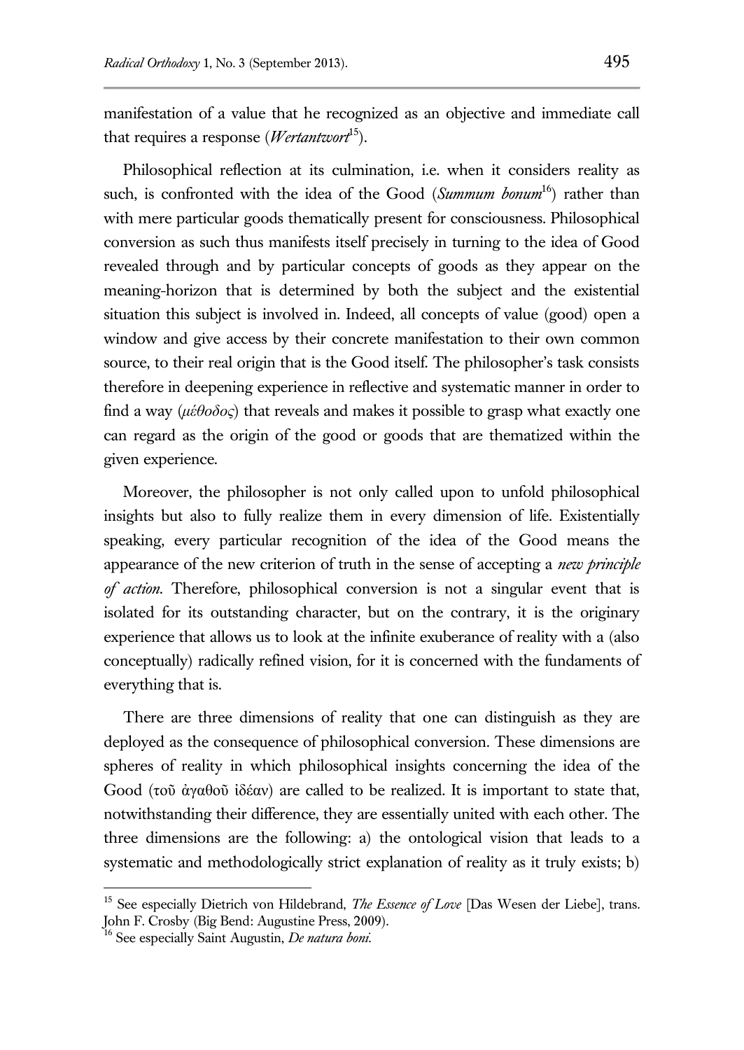manifestation of a value that he recognized as an objective and immediate call that requires a response (*Wertantwort*[15]).

Philosophical reflection at its culmination, i.e. when it considers reality as such, is confronted with the idea of the Good (*Summum bonum*[16]) rather than with mere particular goods thematically present for consciousness. Philosophical conversion as such thus manifests itself precisely in turning to the idea of Good revealed through and by particular concepts of goods as they appear on the meaning-horizon that is determined by both the subject and the existential situation this subject is involved in. Indeed, all concepts of value (good) open a window and give access by their concrete manifestation to their own common source, to their real origin that is the Good itself. The philosopher's task consists therefore in deepening experience in reflective and systematic manner in order to find a way (*μέθοδος*) that reveals and makes it possible to grasp what exactly one can regard as the origin of the good or goods that are thematized within the given experience.

Moreover, the philosopher is not only called upon to unfold philosophical insights but also to fully realize them in every dimension of life. Existentially speaking, every particular recognition of the idea of the Good means the appearance of the new criterion of truth in the sense of accepting a *new principle of action*. Therefore, philosophical conversion is not a singular event that is isolated for its outstanding character, but on the contrary, it is the originary experience that allows us to look at the infinite exuberance of reality with a (also conceptually) radically refined vision, for it is concerned with the fundaments of everything that is.

There are three dimensions of reality that one can distinguish as they are deployed as the consequence of philosophical conversion. These dimensions are spheres of reality in which philosophical insights concerning the idea of the Good (τοῦ ἀγαθοῦ ἰδέαν) are called to be realized. It is important to state that, notwithstanding their difference, they are essentially united with each other. The three dimensions are the following: a) the ontological vision that leads to a systematic and methodologically strict explanation of reality as it truly exists; b)

---

[15] See especially Dietrich von Hildebrand, *The Essence of Love* [Das Wesen der Liebe], trans. John F. Crosby (Big Bend: Augustine Press, 2009).

[16] See especially Saint Augustin, *De natura boni*.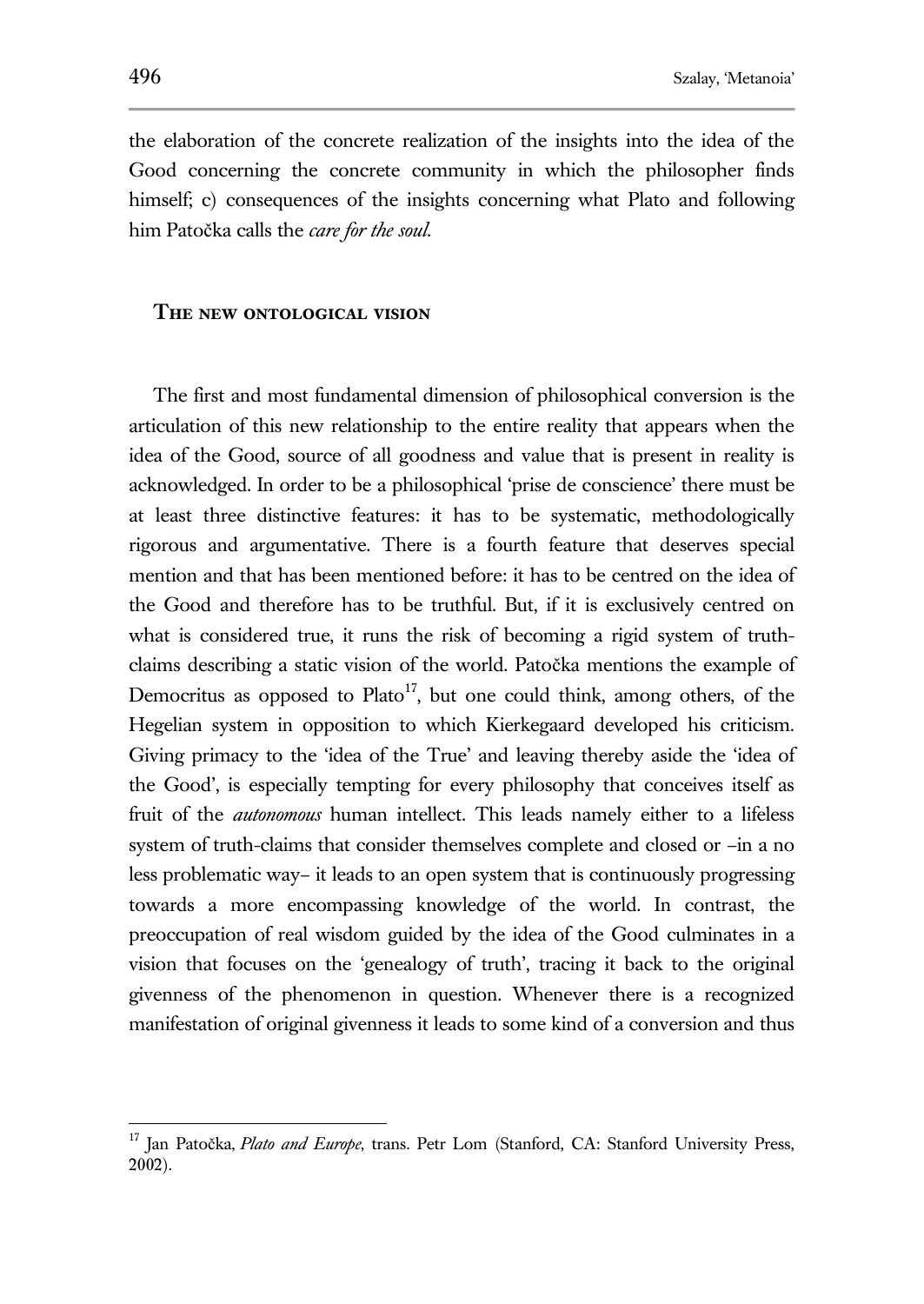the elaboration of the concrete realization of the insights into the idea of the Good concerning the concrete community in which the philosopher finds himself; c) consequences of the insights concerning what Plato and following him Patočka calls the *care for the soul*.

## The new ontological vision

The first and most fundamental dimension of philosophical conversion is the articulation of this new relationship to the entire reality that appears when the idea of the Good, source of all goodness and value that is present in reality is acknowledged. In order to be a philosophical 'prise de conscience' there must be at least three distinctive features: it has to be systematic, methodologically rigorous and argumentative. There is a fourth feature that deserves special mention and that has been mentioned before: it has to be centred on the idea of the Good and therefore has to be truthful. But, if it is exclusively centred on what is considered true, it runs the risk of becoming a rigid system of truth-claims describing a static vision of the world. Patočka mentions the example of Democritus as opposed to Plato[17], but one could think, among others, of the Hegelian system in opposition to which Kierkegaard developed his criticism. Giving primacy to the 'idea of the True' and leaving thereby aside the 'idea of the Good', is especially tempting for every philosophy that conceives itself as fruit of the *autonomous* human intellect. This leads namely either to a lifeless system of truth-claims that consider themselves complete and closed or –in a no less problematic way– it leads to an open system that is continuously progressing towards a more encompassing knowledge of the world. In contrast, the preoccupation of real wisdom guided by the idea of the Good culminates in a vision that focuses on the 'genealogy of truth', tracing it back to the original givenness of the phenomenon in question. Whenever there is a recognized manifestation of original givenness it leads to some kind of a conversion and thus

[17] Jan Patočka, *Plato and Europe*, trans. Petr Lom (Stanford, CA: Stanford University Press, 2002).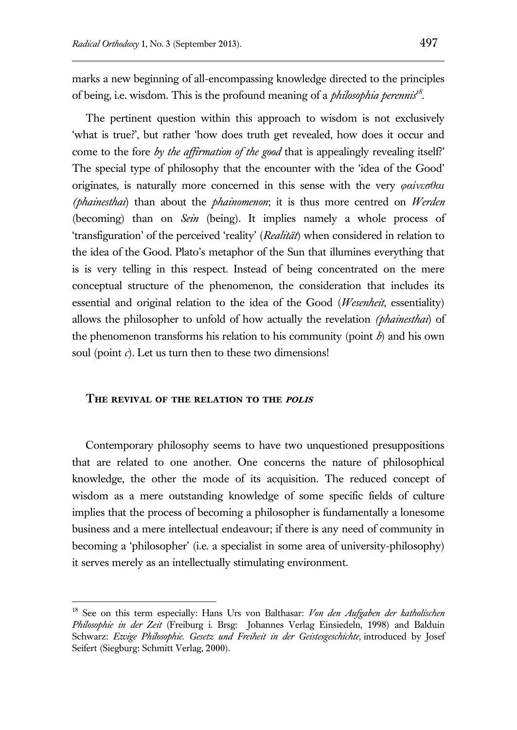marks a new beginning of all-encompassing knowledge directed to the principles of being, i.e. wisdom. This is the profound meaning of a *philosophia perennis*[18].

The pertinent question within this approach to wisdom is not exclusively 'what is true?', but rather 'how does truth get revealed, how does it occur and come to the fore *by the affirmation of the good* that is appealingly revealing itself?' The special type of philosophy that the encounter with the 'idea of the Good' originates, is naturally more concerned in this sense with the very *φαίνεσθαι (phainesthai*) than about the *phainomenon*; it is thus more centred on *Werden* (becoming) than on *Sein* (being). It implies namely a whole process of 'transfiguration' of the perceived 'reality' (*Realität*) when considered in relation to the idea of the Good. Plato's metaphor of the Sun that illumines everything that is is very telling in this respect. Instead of being concentrated on the mere conceptual structure of the phenomenon, the consideration that includes its essential and original relation to the idea of the Good (*Wesenheit*, essentiality) allows the philosopher to unfold of how actually the revelation *(phainesthai*) of the phenomenon transforms his relation to his community (point *b*) and his own soul (point *c*). Let us turn then to these two dimensions!

## THE REVIVAL OF THE RELATION TO THE *POLIS*

Contemporary philosophy seems to have two unquestioned presuppositions that are related to one another. One concerns the nature of philosophical knowledge, the other the mode of its acquisition. The reduced concept of wisdom as a mere outstanding knowledge of some specific fields of culture implies that the process of becoming a philosopher is fundamentally a lonesome business and a mere intellectual endeavour; if there is any need of community in becoming a 'philosopher' (i.e. a specialist in some area of university-philosophy) it serves merely as an intellectually stimulating environment.

---

[18] See on this term especially: Hans Urs von Balthasar: *Von den Aufgaben der katholischen Philosophie in der Zeit* (Freiburg i. Brsg: Johannes Verlag Einsiedeln, 1998) and Balduin Schwarz: *Ewige Philosophie. Gesetz und Freiheit in der Geistesgeschichte,* introduced by Josef Seifert (Siegburg: Schmitt Verlag, 2000).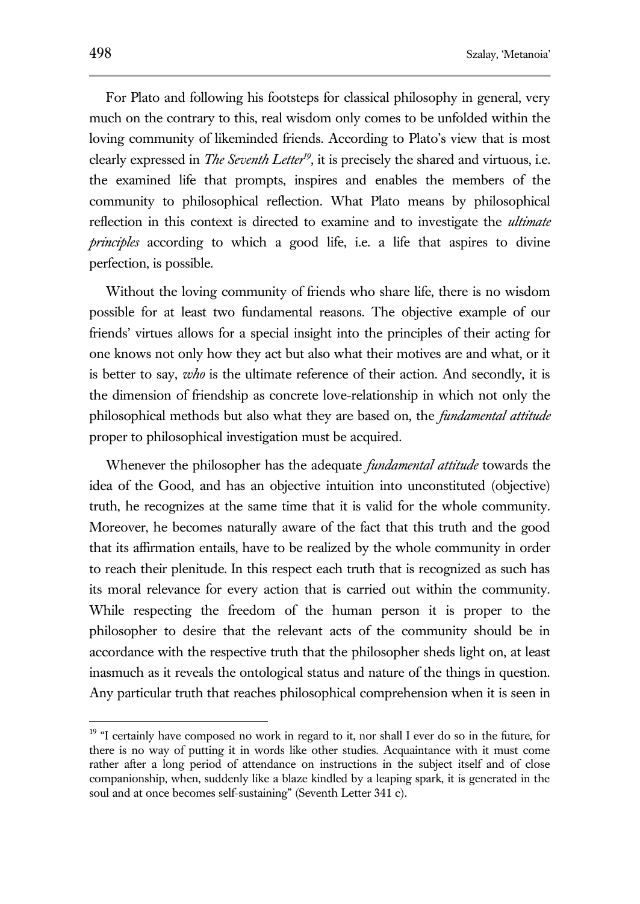For Plato and following his footsteps for classical philosophy in general, very much on the contrary to this, real wisdom only comes to be unfolded within the loving community of likeminded friends. According to Plato's view that is most clearly expressed in *The Seventh Letter*[19], it is precisely the shared and virtuous, i.e. the examined life that prompts, inspires and enables the members of the community to philosophical reflection. What Plato means by philosophical reflection in this context is directed to examine and to investigate the *ultimate principles* according to which a good life, i.e. a life that aspires to divine perfection, is possible.

Without the loving community of friends who share life, there is no wisdom possible for at least two fundamental reasons. The objective example of our friends' virtues allows for a special insight into the principles of their acting for one knows not only how they act but also what their motives are and what, or it is better to say, *who* is the ultimate reference of their action. And secondly, it is the dimension of friendship as concrete love-relationship in which not only the philosophical methods but also what they are based on, the *fundamental attitude* proper to philosophical investigation must be acquired.

Whenever the philosopher has the adequate *fundamental attitude* towards the idea of the Good, and has an objective intuition into unconstituted (objective) truth, he recognizes at the same time that it is valid for the whole community. Moreover, he becomes naturally aware of the fact that this truth and the good that its affirmation entails, have to be realized by the whole community in order to reach their plenitude. In this respect each truth that is recognized as such has its moral relevance for every action that is carried out within the community. While respecting the freedom of the human person it is proper to the philosopher to desire that the relevant acts of the community should be in accordance with the respective truth that the philosopher sheds light on, at least inasmuch as it reveals the ontological status and nature of the things in question. Any particular truth that reaches philosophical comprehension when it is seen in

[19] "I certainly have composed no work in regard to it, nor shall I ever do so in the future, for there is no way of putting it in words like other studies. Acquaintance with it must come rather after a long period of attendance on instructions in the subject itself and of close companionship, when, suddenly like a blaze kindled by a leaping spark, it is generated in the soul and at once becomes self-sustaining" (Seventh Letter 341 c).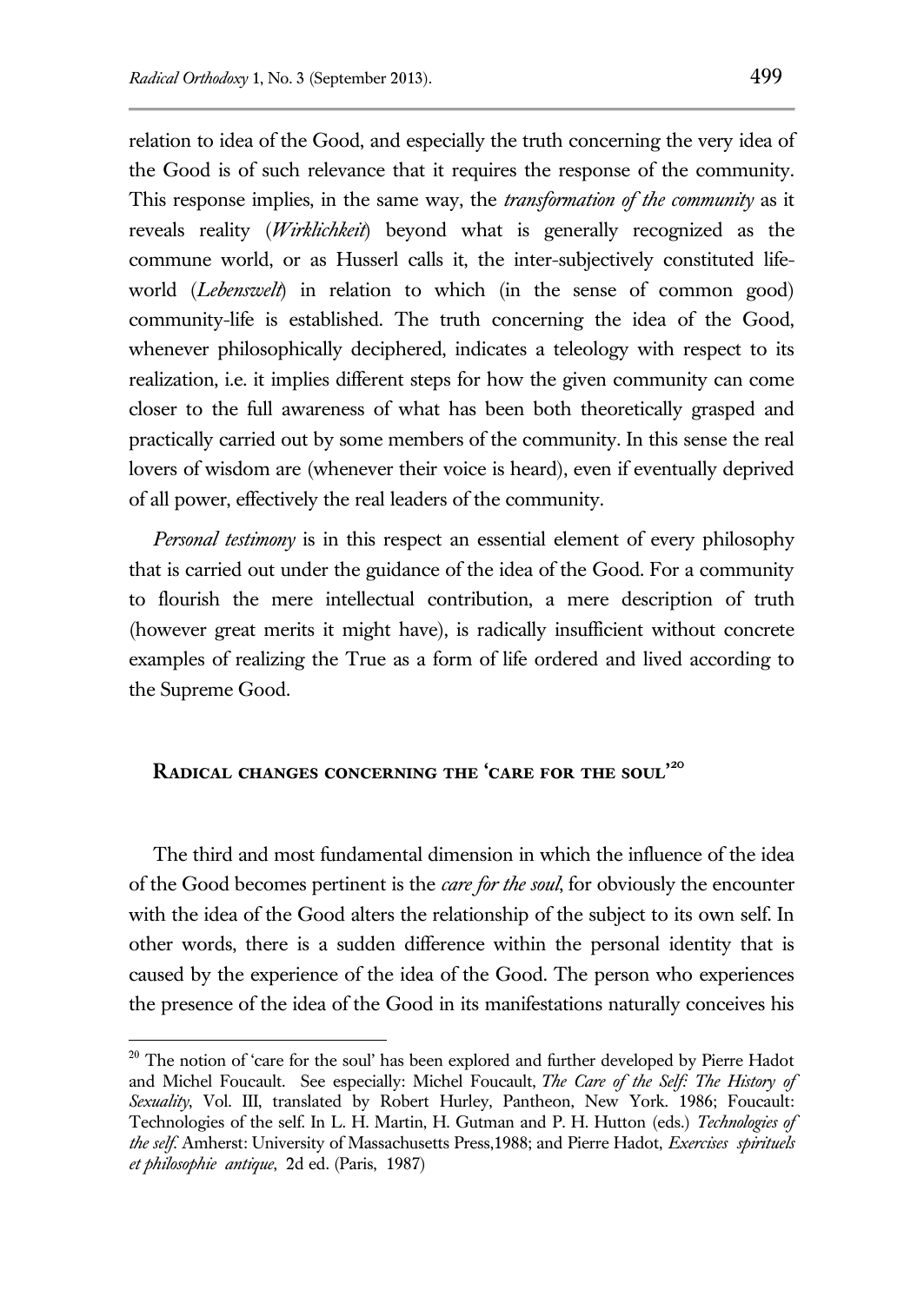relation to idea of the Good, and especially the truth concerning the very idea of the Good is of such relevance that it requires the response of the community. This response implies, in the same way, the *transformation of the community* as it reveals reality (*Wirklichkeit*) beyond what is generally recognized as the commune world, or as Husserl calls it, the inter-subjectively constituted life-world (*Lebenswelt*) in relation to which (in the sense of common good) community-life is established. The truth concerning the idea of the Good, whenever philosophically deciphered, indicates a teleology with respect to its realization, i.e. it implies different steps for how the given community can come closer to the full awareness of what has been both theoretically grasped and practically carried out by some members of the community. In this sense the real lovers of wisdom are (whenever their voice is heard), even if eventually deprived of all power, effectively the real leaders of the community.

*Personal testimony* is in this respect an essential element of every philosophy that is carried out under the guidance of the idea of the Good. For a community to flourish the mere intellectual contribution, a mere description of truth (however great merits it might have), is radically insufficient without concrete examples of realizing the True as a form of life ordered and lived according to the Supreme Good.

## Radical changes concerning the 'care for the soul'[20]

The third and most fundamental dimension in which the influence of the idea of the Good becomes pertinent is the *care for the soul*, for obviously the encounter with the idea of the Good alters the relationship of the subject to its own self. In other words, there is a sudden difference within the personal identity that is caused by the experience of the idea of the Good. The person who experiences the presence of the idea of the Good in its manifestations naturally conceives his

[20] The notion of 'care for the soul' has been explored and further developed by Pierre Hadot and Michel Foucault. See especially: Michel Foucault, *The Care of the Self: The History of Sexuality*, Vol. III, translated by Robert Hurley, Pantheon, New York. 1986; Foucault: Technologies of the self. In L. H. Martin, H. Gutman and P. H. Hutton (eds.) *Technologies of the self.* Amherst: University of Massachusetts Press,1988; and Pierre Hadot, *Exercises spirituels et philosophie antique*, 2d ed. (Paris, 1987)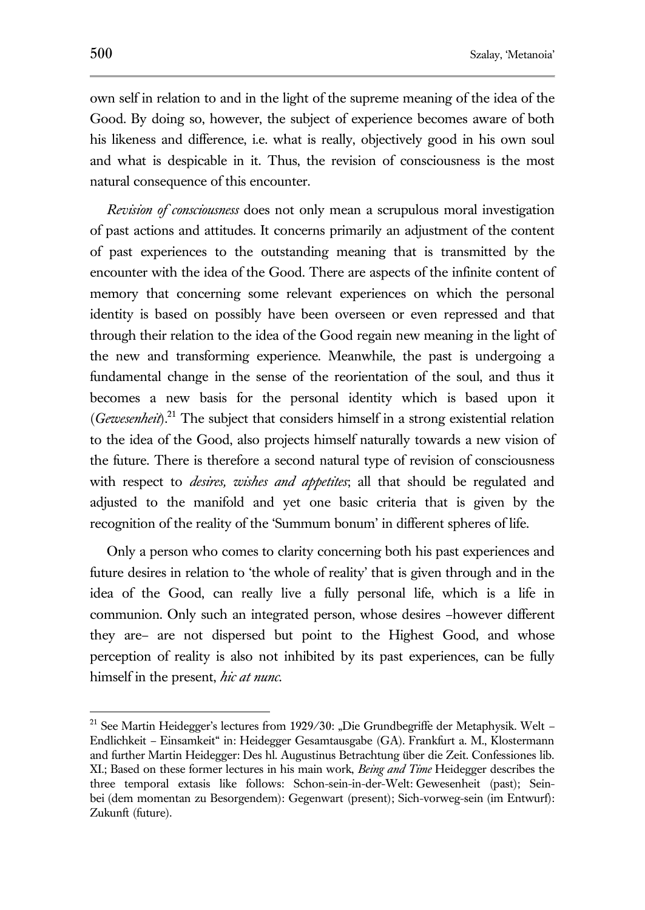own self in relation to and in the light of the supreme meaning of the idea of the Good. By doing so, however, the subject of experience becomes aware of both his likeness and difference, i.e. what is really, objectively good in his own soul and what is despicable in it. Thus, the revision of consciousness is the most natural consequence of this encounter.

*Revision of consciousness* does not only mean a scrupulous moral investigation of past actions and attitudes. It concerns primarily an adjustment of the content of past experiences to the outstanding meaning that is transmitted by the encounter with the idea of the Good. There are aspects of the infinite content of memory that concerning some relevant experiences on which the personal identity is based on possibly have been overseen or even repressed and that through their relation to the idea of the Good regain new meaning in the light of the new and transforming experience. Meanwhile, the past is undergoing a fundamental change in the sense of the reorientation of the soul, and thus it becomes a new basis for the personal identity which is based upon it (*Gewesenheit*).[21] The subject that considers himself in a strong existential relation to the idea of the Good, also projects himself naturally towards a new vision of the future. There is therefore a second natural type of revision of consciousness with respect to *desires, wishes and appetites*; all that should be regulated and adjusted to the manifold and yet one basic criteria that is given by the recognition of the reality of the 'Summum bonum' in different spheres of life.

Only a person who comes to clarity concerning both his past experiences and future desires in relation to 'the whole of reality' that is given through and in the idea of the Good, can really live a fully personal life, which is a life in communion. Only such an integrated person, whose desires –however different they are– are not dispersed but point to the Highest Good, and whose perception of reality is also not inhibited by its past experiences, can be fully himself in the present, *hic at nunc*.

---

[21] See Martin Heidegger's lectures from 1929/30: „Die Grundbegriffe der Metaphysik. Welt – Endlichkeit – Einsamkeit" in: Heidegger Gesamtausgabe (GA). Frankfurt a. M., Klostermann and further Martin Heidegger: Des hl. Augustinus Betrachtung über die Zeit. Confessiones lib. XI.; Based on these former lectures in his main work, *Being and Time* Heidegger describes the three temporal extasis like follows: Schon-sein-in-der-Welt: Gewesenheit (past); Sein-bei (dem momentan zu Besorgendem): Gegenwart (present); Sich-vorweg-sein (im Entwurf): Zukunft (future).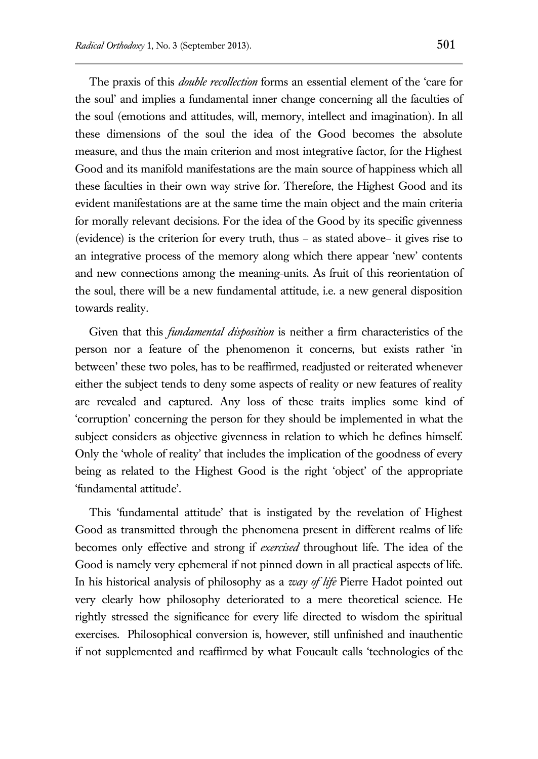The praxis of this *double recollection* forms an essential element of the 'care for the soul' and implies a fundamental inner change concerning all the faculties of the soul (emotions and attitudes, will, memory, intellect and imagination). In all these dimensions of the soul the idea of the Good becomes the absolute measure, and thus the main criterion and most integrative factor, for the Highest Good and its manifold manifestations are the main source of happiness which all these faculties in their own way strive for. Therefore, the Highest Good and its evident manifestations are at the same time the main object and the main criteria for morally relevant decisions. For the idea of the Good by its specific givenness (evidence) is the criterion for every truth, thus – as stated above– it gives rise to an integrative process of the memory along which there appear 'new' contents and new connections among the meaning-units. As fruit of this reorientation of the soul, there will be a new fundamental attitude, i.e. a new general disposition towards reality.

Given that this *fundamental disposition* is neither a firm characteristics of the person nor a feature of the phenomenon it concerns, but exists rather 'in between' these two poles, has to be reaffirmed, readjusted or reiterated whenever either the subject tends to deny some aspects of reality or new features of reality are revealed and captured. Any loss of these traits implies some kind of 'corruption' concerning the person for they should be implemented in what the subject considers as objective givenness in relation to which he defines himself. Only the 'whole of reality' that includes the implication of the goodness of every being as related to the Highest Good is the right 'object' of the appropriate 'fundamental attitude'.

This 'fundamental attitude' that is instigated by the revelation of Highest Good as transmitted through the phenomena present in different realms of life becomes only effective and strong if *exercised* throughout life. The idea of the Good is namely very ephemeral if not pinned down in all practical aspects of life. In his historical analysis of philosophy as a *way of life* Pierre Hadot pointed out very clearly how philosophy deteriorated to a mere theoretical science. He rightly stressed the significance for every life directed to wisdom the spiritual exercises. Philosophical conversion is, however, still unfinished and inauthentic if not supplemented and reaffirmed by what Foucault calls 'technologies of the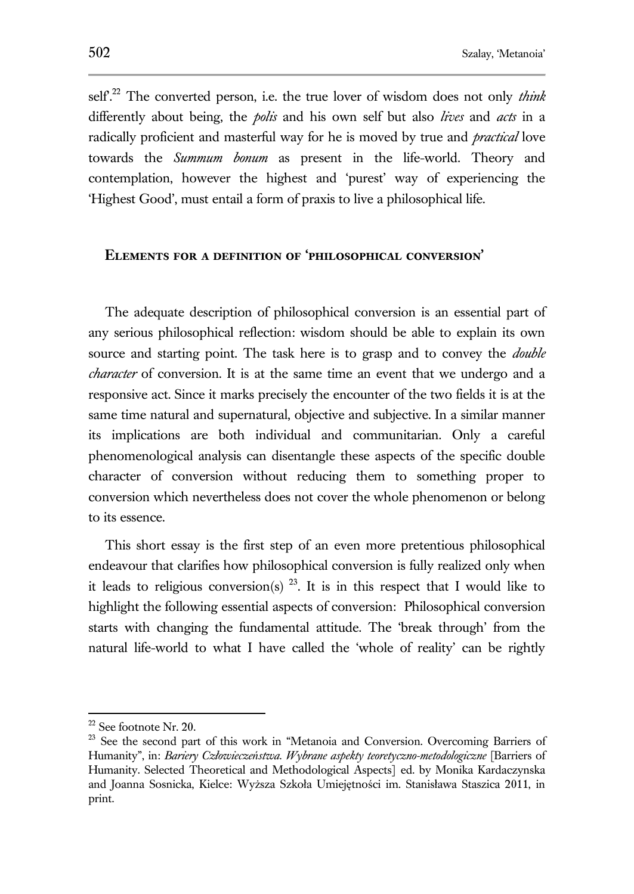self'.[22] The converted person, i.e. the true lover of wisdom does not only *think* differently about being, the *polis* and his own self but also *lives* and *acts* in a radically proficient and masterful way for he is moved by true and *practical* love towards the *Summum bonum* as present in the life-world. Theory and contemplation, however the highest and 'purest' way of experiencing the 'Highest Good', must entail a form of praxis to live a philosophical life.

## Elements for a definition of 'philosophical conversion'

The adequate description of philosophical conversion is an essential part of any serious philosophical reflection: wisdom should be able to explain its own source and starting point. The task here is to grasp and to convey the *double character* of conversion. It is at the same time an event that we undergo and a responsive act. Since it marks precisely the encounter of the two fields it is at the same time natural and supernatural, objective and subjective. In a similar manner its implications are both individual and communitarian. Only a careful phenomenological analysis can disentangle these aspects of the specific double character of conversion without reducing them to something proper to conversion which nevertheless does not cover the whole phenomenon or belong to its essence.

This short essay is the first step of an even more pretentious philosophical endeavour that clarifies how philosophical conversion is fully realized only when it leads to religious conversion(s) [23]. It is in this respect that I would like to highlight the following essential aspects of conversion: Philosophical conversion starts with changing the fundamental attitude. The 'break through' from the natural life-world to what I have called the 'whole of reality' can be rightly

---

[22] See footnote Nr. 20.

[23] See the second part of this work in "Metanoia and Conversion. Overcoming Barriers of Humanity", in: *Bariery Człowieczeństwa. Wybrane aspekty teoretyczno-metodologiczne* [Barriers of Humanity. Selected Theoretical and Methodological Aspects] ed. by Monika Kardaczynska and Joanna Sosnicka, Kielce: Wyższa Szkoła Umiejętności im. Stanisława Staszica 2011, in print.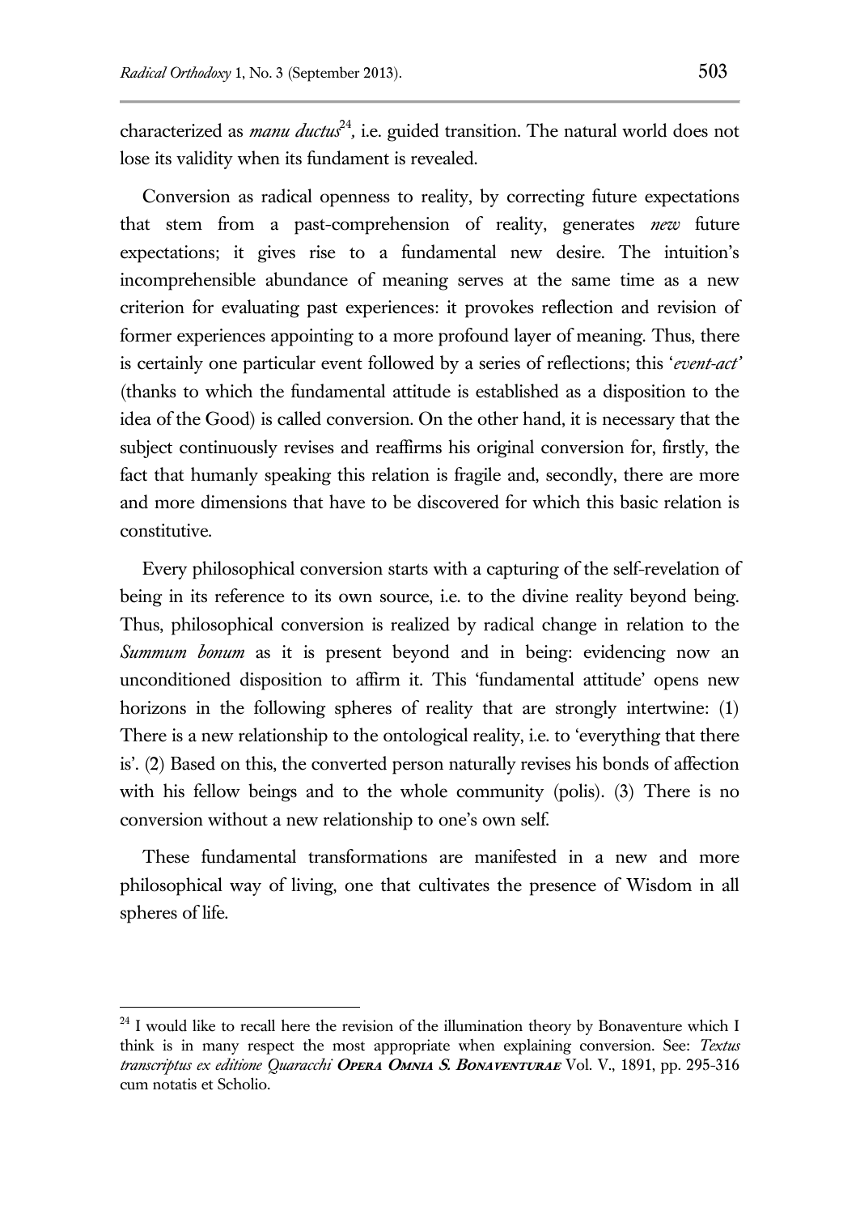characterized as *manu ductus*[24], i.e. guided transition. The natural world does not lose its validity when its fundament is revealed.

Conversion as radical openness to reality, by correcting future expectations that stem from a past-comprehension of reality, generates *new* future expectations; it gives rise to a fundamental new desire. The intuition's incomprehensible abundance of meaning serves at the same time as a new criterion for evaluating past experiences: it provokes reflection and revision of former experiences appointing to a more profound layer of meaning. Thus, there is certainly one particular event followed by a series of reflections; this '*event-act'* (thanks to which the fundamental attitude is established as a disposition to the idea of the Good) is called conversion. On the other hand, it is necessary that the subject continuously revises and reaffirms his original conversion for, firstly, the fact that humanly speaking this relation is fragile and, secondly, there are more and more dimensions that have to be discovered for which this basic relation is constitutive.

Every philosophical conversion starts with a capturing of the self-revelation of being in its reference to its own source, i.e. to the divine reality beyond being. Thus, philosophical conversion is realized by radical change in relation to the *Summum bonum* as it is present beyond and in being: evidencing now an unconditioned disposition to affirm it. This 'fundamental attitude' opens new horizons in the following spheres of reality that are strongly intertwine: (1) There is a new relationship to the ontological reality, i.e. to 'everything that there is'. (2) Based on this, the converted person naturally revises his bonds of affection with his fellow beings and to the whole community (polis). (3) There is no conversion without a new relationship to one's own self.

These fundamental transformations are manifested in a new and more philosophical way of living, one that cultivates the presence of Wisdom in all spheres of life.

---

[24] I would like to recall here the revision of the illumination theory by Bonaventure which I think is in many respect the most appropriate when explaining conversion. See: *Textus transcriptus ex editione Quaracchi* ***Opera Omnia S. Bonaventurae*** Vol. V., 1891, pp. 295-316 cum notatis et Scholio.